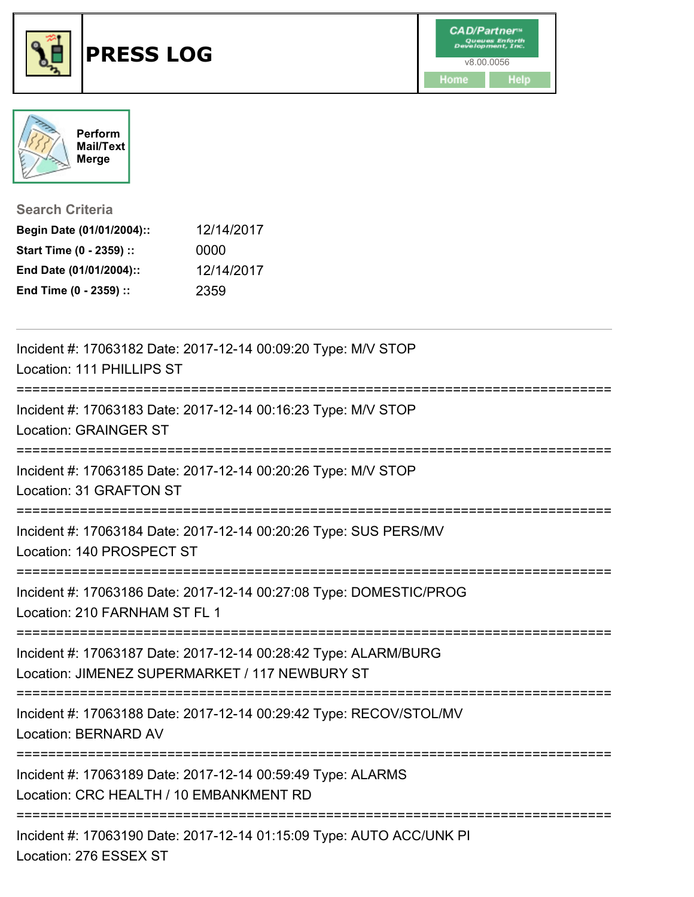# PRESS LOG

CAD/Partner™
v8.00.0056

Home | Help

Perform Mail/Text Merge

### Search Criteria

**Begin Date (01/01/2004)::** 12/14/2017
**Start Time (0 - 2359) ::** 0000
**End Date (01/01/2004)::** 12/14/2017
**End Time (0 - 2359) ::** 2359

---

Incident #: 17063182 Date: 2017-12-14 00:09:20 Type: M/V STOP
Location: 111 PHILLIPS ST

===========================================================================

Incident #: 17063183 Date: 2017-12-14 00:16:23 Type: M/V STOP
Location: GRAINGER ST

===========================================================================

Incident #: 17063185 Date: 2017-12-14 00:20:26 Type: M/V STOP
Location: 31 GRAFTON ST

===========================================================================

Incident #: 17063184 Date: 2017-12-14 00:20:26 Type: SUS PERS/MV
Location: 140 PROSPECT ST

===========================================================================

Incident #: 17063186 Date: 2017-12-14 00:27:08 Type: DOMESTIC/PROG
Location: 210 FARNHAM ST FL 1

===========================================================================

Incident #: 17063187 Date: 2017-12-14 00:28:42 Type: ALARM/BURG
Location: JIMENEZ SUPERMARKET / 117 NEWBURY ST

===========================================================================

Incident #: 17063188 Date: 2017-12-14 00:29:42 Type: RECOV/STOL/MV
Location: BERNARD AV

===========================================================================

Incident #: 17063189 Date: 2017-12-14 00:59:49 Type: ALARMS
Location: CRC HEALTH / 10 EMBANKMENT RD

===========================================================================

Incident #: 17063190 Date: 2017-12-14 01:15:09 Type: AUTO ACC/UNK PI
Location: 276 ESSEX ST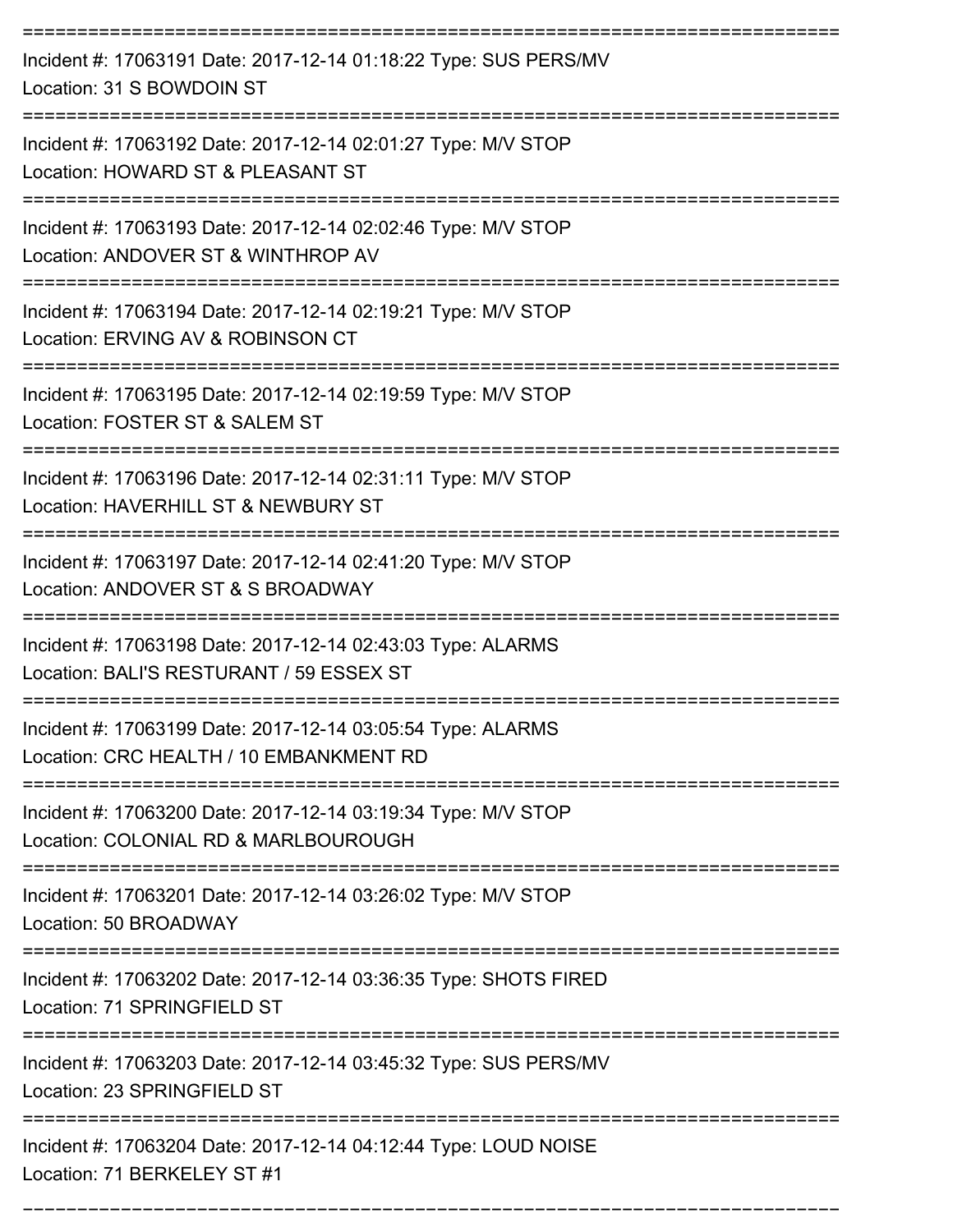===========================================================================

Incident #: 17063191 Date: 2017-12-14 01:18:22 Type: SUS PERS/MV
Location: 31 S BOWDOIN ST

===========================================================================

Incident #: 17063192 Date: 2017-12-14 02:01:27 Type: M/V STOP
Location: HOWARD ST & PLEASANT ST

===========================================================================

Incident #: 17063193 Date: 2017-12-14 02:02:46 Type: M/V STOP
Location: ANDOVER ST & WINTHROP AV

===========================================================================

Incident #: 17063194 Date: 2017-12-14 02:19:21 Type: M/V STOP
Location: ERVING AV & ROBINSON CT

===========================================================================

Incident #: 17063195 Date: 2017-12-14 02:19:59 Type: M/V STOP
Location: FOSTER ST & SALEM ST

===========================================================================

Incident #: 17063196 Date: 2017-12-14 02:31:11 Type: M/V STOP
Location: HAVERHILL ST & NEWBURY ST

===========================================================================

Incident #: 17063197 Date: 2017-12-14 02:41:20 Type: M/V STOP
Location: ANDOVER ST & S BROADWAY

===========================================================================

Incident #: 17063198 Date: 2017-12-14 02:43:03 Type: ALARMS
Location: BALI'S RESTURANT / 59 ESSEX ST

===========================================================================

Incident #: 17063199 Date: 2017-12-14 03:05:54 Type: ALARMS
Location: CRC HEALTH / 10 EMBANKMENT RD

===========================================================================

Incident #: 17063200 Date: 2017-12-14 03:19:34 Type: M/V STOP
Location: COLONIAL RD & MARLBOUROUGH

===========================================================================

Incident #: 17063201 Date: 2017-12-14 03:26:02 Type: M/V STOP
Location: 50 BROADWAY

===========================================================================

Incident #: 17063202 Date: 2017-12-14 03:36:35 Type: SHOTS FIRED
Location: 71 SPRINGFIELD ST

===========================================================================

Incident #: 17063203 Date: 2017-12-14 03:45:32 Type: SUS PERS/MV
Location: 23 SPRINGFIELD ST

===========================================================================

Incident #: 17063204 Date: 2017-12-14 04:12:44 Type: LOUD NOISE
Location: 71 BERKELEY ST #1

===========================================================================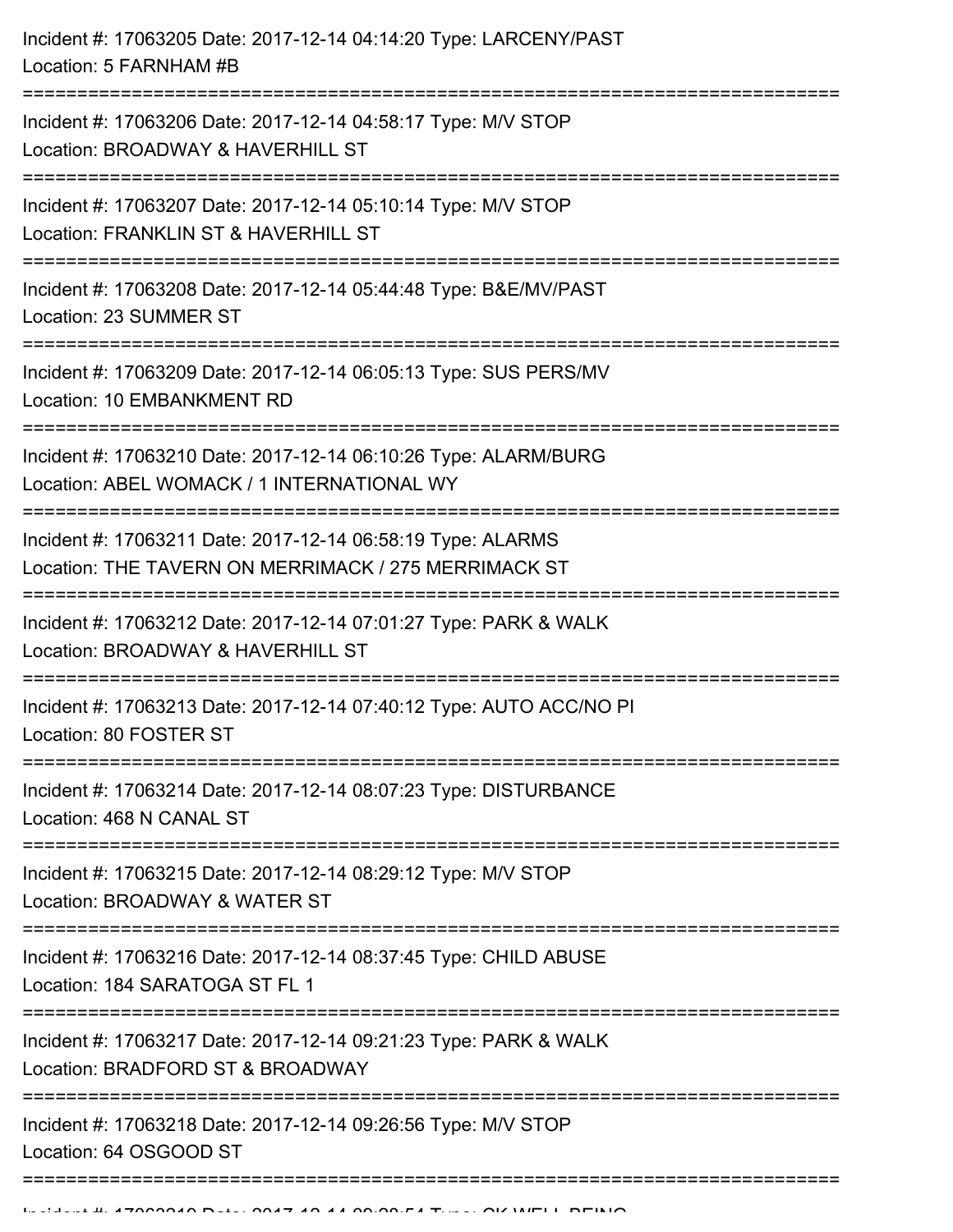Incident #: 17063205 Date: 2017-12-14 04:14:20 Type: LARCENY/PAST
Location: 5 FARNHAM #B

===========================================================================

Incident #: 17063206 Date: 2017-12-14 04:58:17 Type: M/V STOP
Location: BROADWAY & HAVERHILL ST

===========================================================================

Incident #: 17063207 Date: 2017-12-14 05:10:14 Type: M/V STOP
Location: FRANKLIN ST & HAVERHILL ST

===========================================================================

Incident #: 17063208 Date: 2017-12-14 05:44:48 Type: B&E/MV/PAST
Location: 23 SUMMER ST

===========================================================================

Incident #: 17063209 Date: 2017-12-14 06:05:13 Type: SUS PERS/MV
Location: 10 EMBANKMENT RD

===========================================================================

Incident #: 17063210 Date: 2017-12-14 06:10:26 Type: ALARM/BURG
Location: ABEL WOMACK / 1 INTERNATIONAL WY

===========================================================================

Incident #: 17063211 Date: 2017-12-14 06:58:19 Type: ALARMS
Location: THE TAVERN ON MERRIMACK / 275 MERRIMACK ST

===========================================================================

Incident #: 17063212 Date: 2017-12-14 07:01:27 Type: PARK & WALK
Location: BROADWAY & HAVERHILL ST

===========================================================================

Incident #: 17063213 Date: 2017-12-14 07:40:12 Type: AUTO ACC/NO PI
Location: 80 FOSTER ST

===========================================================================

Incident #: 17063214 Date: 2017-12-14 08:07:23 Type: DISTURBANCE
Location: 468 N CANAL ST

===========================================================================

Incident #: 17063215 Date: 2017-12-14 08:29:12 Type: M/V STOP
Location: BROADWAY & WATER ST

===========================================================================

Incident #: 17063216 Date: 2017-12-14 08:37:45 Type: CHILD ABUSE
Location: 184 SARATOGA ST FL 1

===========================================================================

Incident #: 17063217 Date: 2017-12-14 09:21:23 Type: PARK & WALK
Location: BRADFORD ST & BROADWAY

===========================================================================

Incident #: 17063218 Date: 2017-12-14 09:26:56 Type: M/V STOP
Location: 64 OSGOOD ST

===========================================================================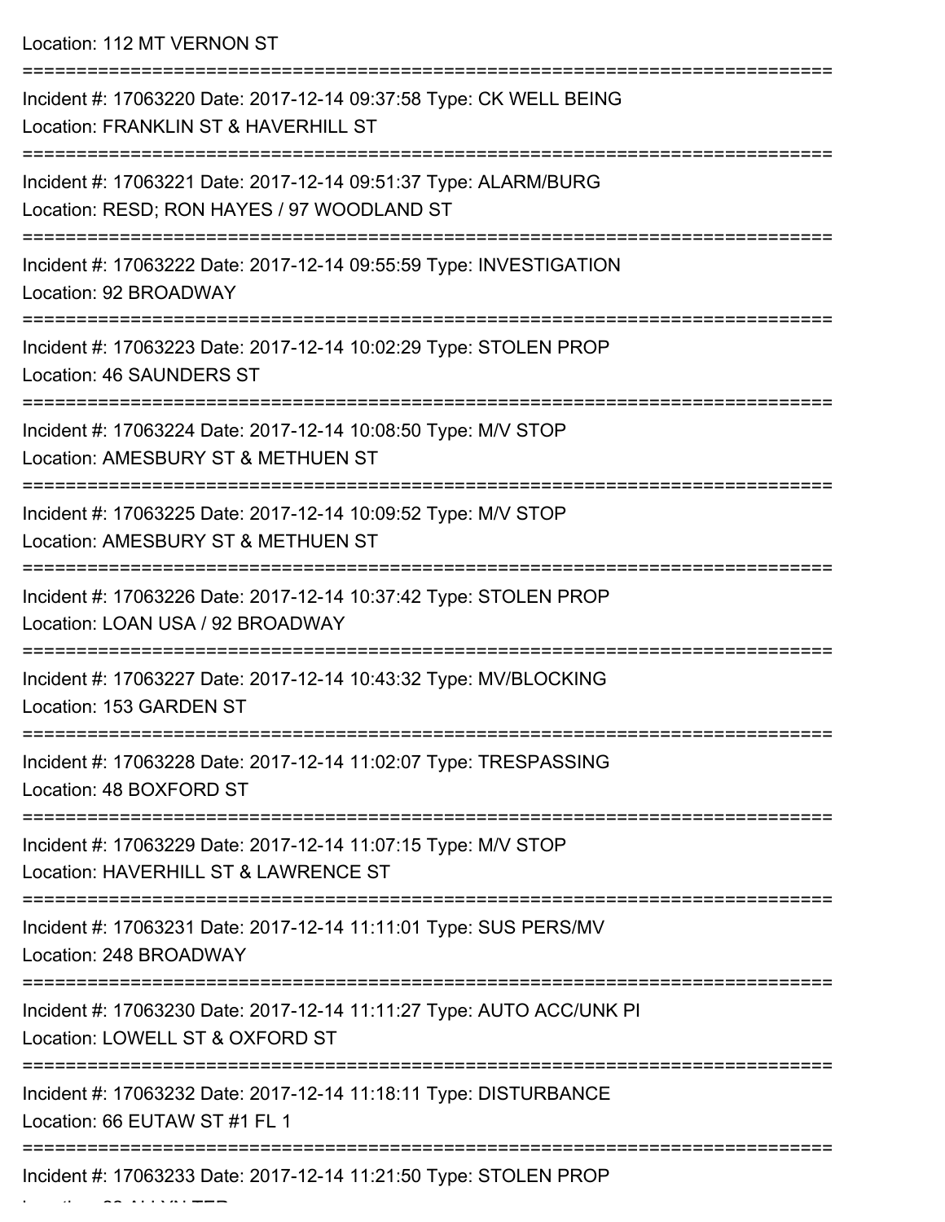Location: 112 MT VERNON ST

===========================================================================

Incident #: 17063220 Date: 2017-12-14 09:37:58 Type: CK WELL BEING
Location: FRANKLIN ST & HAVERHILL ST

===========================================================================

Incident #: 17063221 Date: 2017-12-14 09:51:37 Type: ALARM/BURG
Location: RESD; RON HAYES / 97 WOODLAND ST

===========================================================================

Incident #: 17063222 Date: 2017-12-14 09:55:59 Type: INVESTIGATION
Location: 92 BROADWAY

===========================================================================

Incident #: 17063223 Date: 2017-12-14 10:02:29 Type: STOLEN PROP
Location: 46 SAUNDERS ST

===========================================================================

Incident #: 17063224 Date: 2017-12-14 10:08:50 Type: M/V STOP
Location: AMESBURY ST & METHUEN ST

===========================================================================

Incident #: 17063225 Date: 2017-12-14 10:09:52 Type: M/V STOP
Location: AMESBURY ST & METHUEN ST

===========================================================================

Incident #: 17063226 Date: 2017-12-14 10:37:42 Type: STOLEN PROP
Location: LOAN USA / 92 BROADWAY

===========================================================================

Incident #: 17063227 Date: 2017-12-14 10:43:32 Type: MV/BLOCKING
Location: 153 GARDEN ST

===========================================================================

Incident #: 17063228 Date: 2017-12-14 11:02:07 Type: TRESPASSING
Location: 48 BOXFORD ST

===========================================================================

Incident #: 17063229 Date: 2017-12-14 11:07:15 Type: M/V STOP
Location: HAVERHILL ST & LAWRENCE ST

===========================================================================

Incident #: 17063231 Date: 2017-12-14 11:11:01 Type: SUS PERS/MV
Location: 248 BROADWAY

===========================================================================

Incident #: 17063230 Date: 2017-12-14 11:11:27 Type: AUTO ACC/UNK PI
Location: LOWELL ST & OXFORD ST

===========================================================================

Incident #: 17063232 Date: 2017-12-14 11:18:11 Type: DISTURBANCE
Location: 66 EUTAW ST #1 FL 1

===========================================================================

Incident #: 17063233 Date: 2017-12-14 11:21:50 Type: STOLEN PROP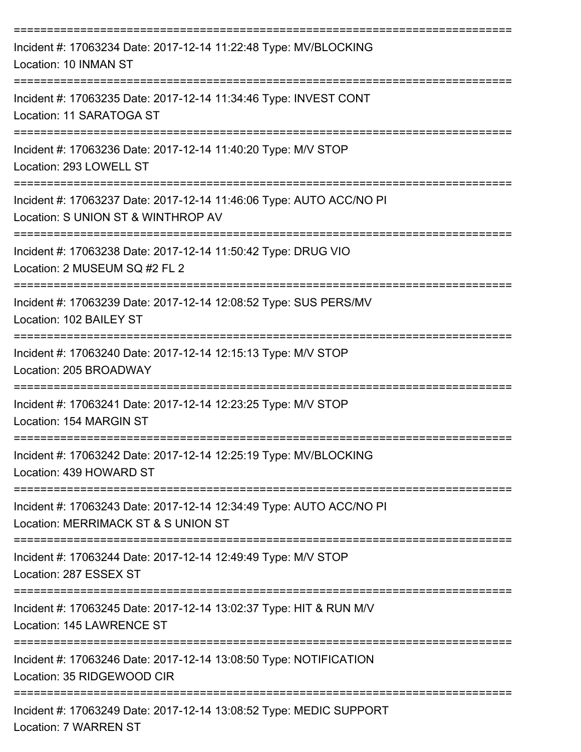==============================================================================

Incident #: 17063234 Date: 2017-12-14 11:22:48 Type: MV/BLOCKING
Location: 10 INMAN ST

==============================================================================

Incident #: 17063235 Date: 2017-12-14 11:34:46 Type: INVEST CONT
Location: 11 SARATOGA ST

==============================================================================

Incident #: 17063236 Date: 2017-12-14 11:40:20 Type: M/V STOP
Location: 293 LOWELL ST

==============================================================================

Incident #: 17063237 Date: 2017-12-14 11:46:06 Type: AUTO ACC/NO PI
Location: S UNION ST & WINTHROP AV

==============================================================================

Incident #: 17063238 Date: 2017-12-14 11:50:42 Type: DRUG VIO
Location: 2 MUSEUM SQ #2 FL 2

==============================================================================

Incident #: 17063239 Date: 2017-12-14 12:08:52 Type: SUS PERS/MV
Location: 102 BAILEY ST

==============================================================================

Incident #: 17063240 Date: 2017-12-14 12:15:13 Type: M/V STOP
Location: 205 BROADWAY

==============================================================================

Incident #: 17063241 Date: 2017-12-14 12:23:25 Type: M/V STOP
Location: 154 MARGIN ST

==============================================================================

Incident #: 17063242 Date: 2017-12-14 12:25:19 Type: MV/BLOCKING
Location: 439 HOWARD ST

==============================================================================

Incident #: 17063243 Date: 2017-12-14 12:34:49 Type: AUTO ACC/NO PI
Location: MERRIMACK ST & S UNION ST

==============================================================================

Incident #: 17063244 Date: 2017-12-14 12:49:49 Type: M/V STOP
Location: 287 ESSEX ST

==============================================================================

Incident #: 17063245 Date: 2017-12-14 13:02:37 Type: HIT & RUN M/V
Location: 145 LAWRENCE ST

==============================================================================

Incident #: 17063246 Date: 2017-12-14 13:08:50 Type: NOTIFICATION
Location: 35 RIDGEWOOD CIR

==============================================================================

Incident #: 17063249 Date: 2017-12-14 13:08:52 Type: MEDIC SUPPORT
Location: 7 WARREN ST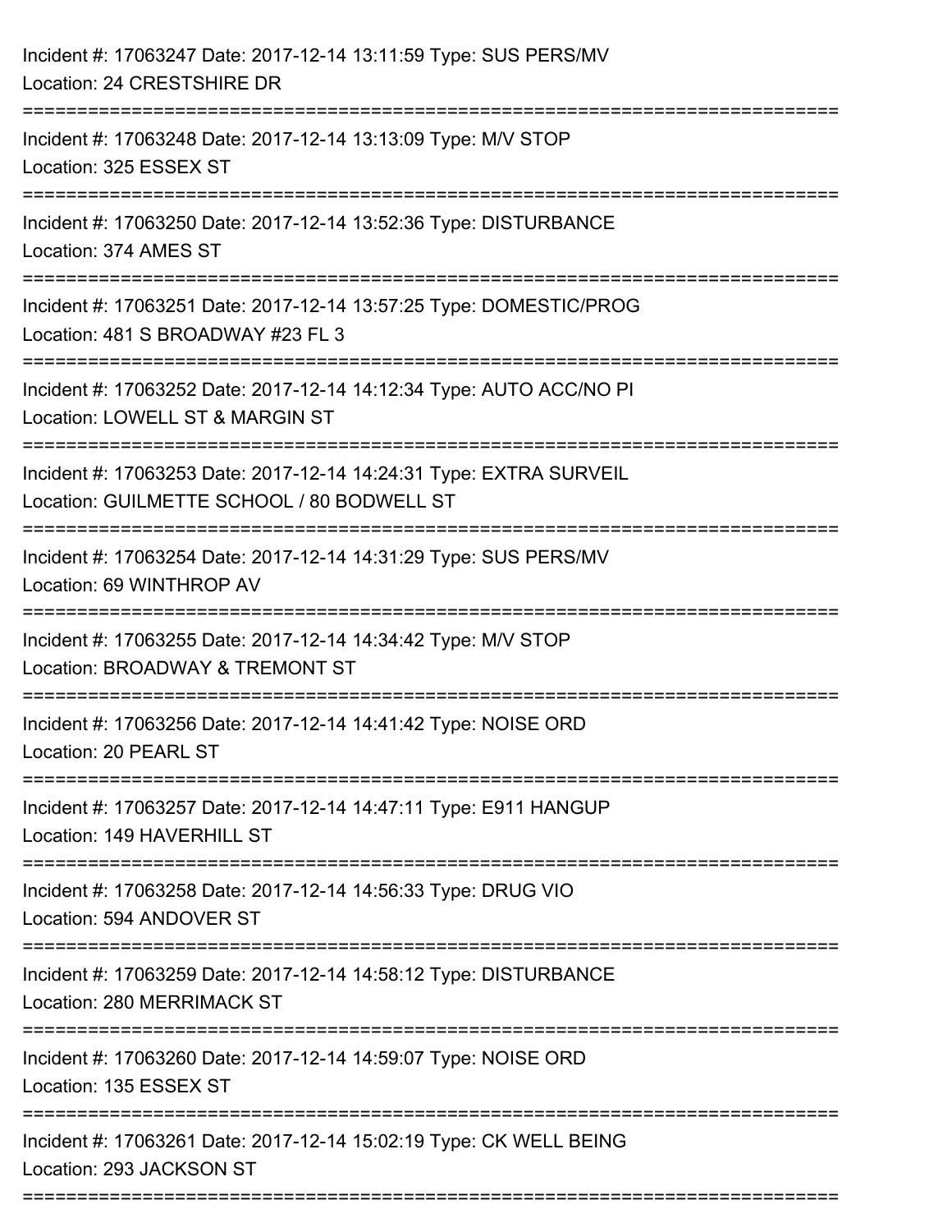Incident #: 17063247 Date: 2017-12-14 13:11:59 Type: SUS PERS/MV
Location: 24 CRESTSHIRE DR

===========================================================================

Incident #: 17063248 Date: 2017-12-14 13:13:09 Type: M/V STOP
Location: 325 ESSEX ST

===========================================================================

Incident #: 17063250 Date: 2017-12-14 13:52:36 Type: DISTURBANCE
Location: 374 AMES ST

===========================================================================

Incident #: 17063251 Date: 2017-12-14 13:57:25 Type: DOMESTIC/PROG
Location: 481 S BROADWAY #23 FL 3

===========================================================================

Incident #: 17063252 Date: 2017-12-14 14:12:34 Type: AUTO ACC/NO PI
Location: LOWELL ST & MARGIN ST

===========================================================================

Incident #: 17063253 Date: 2017-12-14 14:24:31 Type: EXTRA SURVEIL
Location: GUILMETTE SCHOOL / 80 BODWELL ST

===========================================================================

Incident #: 17063254 Date: 2017-12-14 14:31:29 Type: SUS PERS/MV
Location: 69 WINTHROP AV

===========================================================================

Incident #: 17063255 Date: 2017-12-14 14:34:42 Type: M/V STOP
Location: BROADWAY & TREMONT ST

===========================================================================

Incident #: 17063256 Date: 2017-12-14 14:41:42 Type: NOISE ORD
Location: 20 PEARL ST

===========================================================================

Incident #: 17063257 Date: 2017-12-14 14:47:11 Type: E911 HANGUP
Location: 149 HAVERHILL ST

===========================================================================

Incident #: 17063258 Date: 2017-12-14 14:56:33 Type: DRUG VIO
Location: 594 ANDOVER ST

===========================================================================

Incident #: 17063259 Date: 2017-12-14 14:58:12 Type: DISTURBANCE
Location: 280 MERRIMACK ST

===========================================================================

Incident #: 17063260 Date: 2017-12-14 14:59:07 Type: NOISE ORD
Location: 135 ESSEX ST

===========================================================================

Incident #: 17063261 Date: 2017-12-14 15:02:19 Type: CK WELL BEING
Location: 293 JACKSON ST

===========================================================================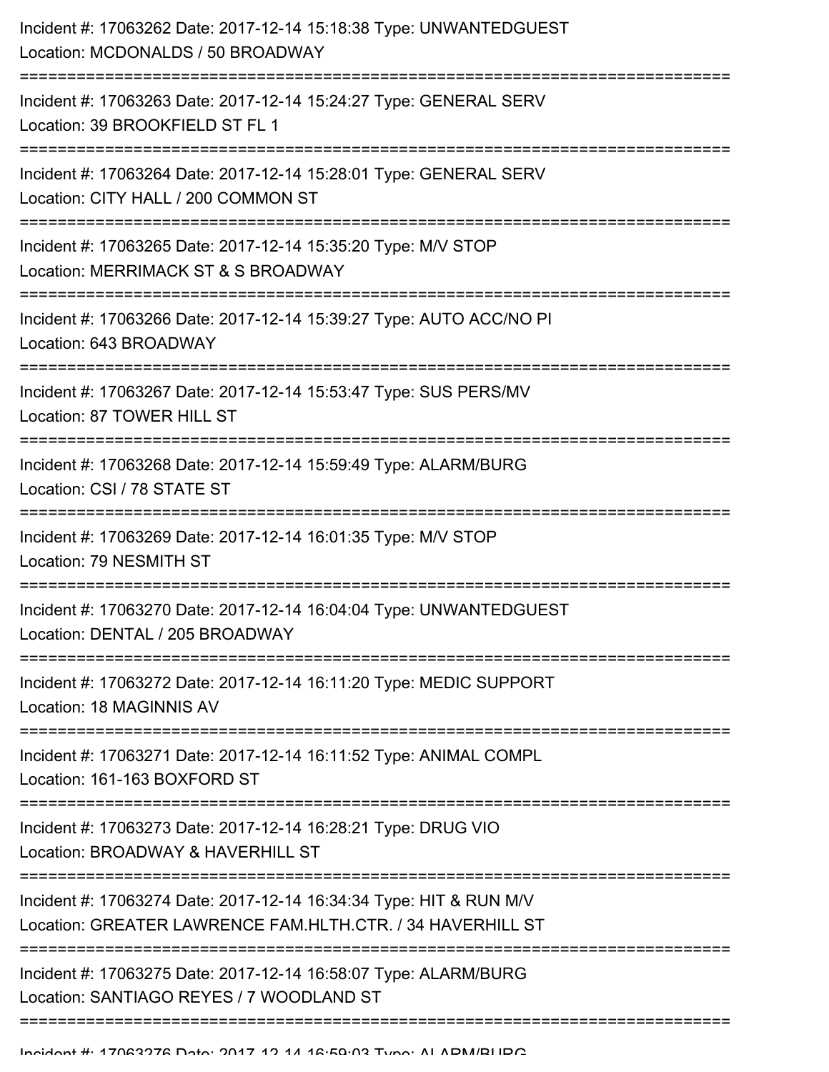Incident #: 17063262 Date: 2017-12-14 15:18:38 Type: UNWANTEDGUEST
Location: MCDONALDS / 50 BROADWAY

===========================================================================

Incident #: 17063263 Date: 2017-12-14 15:24:27 Type: GENERAL SERV
Location: 39 BROOKFIELD ST FL 1

===========================================================================

Incident #: 17063264 Date: 2017-12-14 15:28:01 Type: GENERAL SERV
Location: CITY HALL / 200 COMMON ST

===========================================================================

Incident #: 17063265 Date: 2017-12-14 15:35:20 Type: M/V STOP
Location: MERRIMACK ST & S BROADWAY

===========================================================================

Incident #: 17063266 Date: 2017-12-14 15:39:27 Type: AUTO ACC/NO PI
Location: 643 BROADWAY

===========================================================================

Incident #: 17063267 Date: 2017-12-14 15:53:47 Type: SUS PERS/MV
Location: 87 TOWER HILL ST

===========================================================================

Incident #: 17063268 Date: 2017-12-14 15:59:49 Type: ALARM/BURG
Location: CSI / 78 STATE ST

===========================================================================

Incident #: 17063269 Date: 2017-12-14 16:01:35 Type: M/V STOP
Location: 79 NESMITH ST

===========================================================================

Incident #: 17063270 Date: 2017-12-14 16:04:04 Type: UNWANTEDGUEST
Location: DENTAL / 205 BROADWAY

===========================================================================

Incident #: 17063272 Date: 2017-12-14 16:11:20 Type: MEDIC SUPPORT
Location: 18 MAGINNIS AV

===========================================================================

Incident #: 17063271 Date: 2017-12-14 16:11:52 Type: ANIMAL COMPL
Location: 161-163 BOXFORD ST

===========================================================================

Incident #: 17063273 Date: 2017-12-14 16:28:21 Type: DRUG VIO
Location: BROADWAY & HAVERHILL ST

===========================================================================

Incident #: 17063274 Date: 2017-12-14 16:34:34 Type: HIT & RUN M/V
Location: GREATER LAWRENCE FAM.HLTH.CTR. / 34 HAVERHILL ST

===========================================================================

Incident #: 17063275 Date: 2017-12-14 16:58:07 Type: ALARM/BURG
Location: SANTIAGO REYES / 7 WOODLAND ST

===========================================================================

Incident #: 17063276 Date: 2017-12-14 16:59:03 Type: ALARM/BURG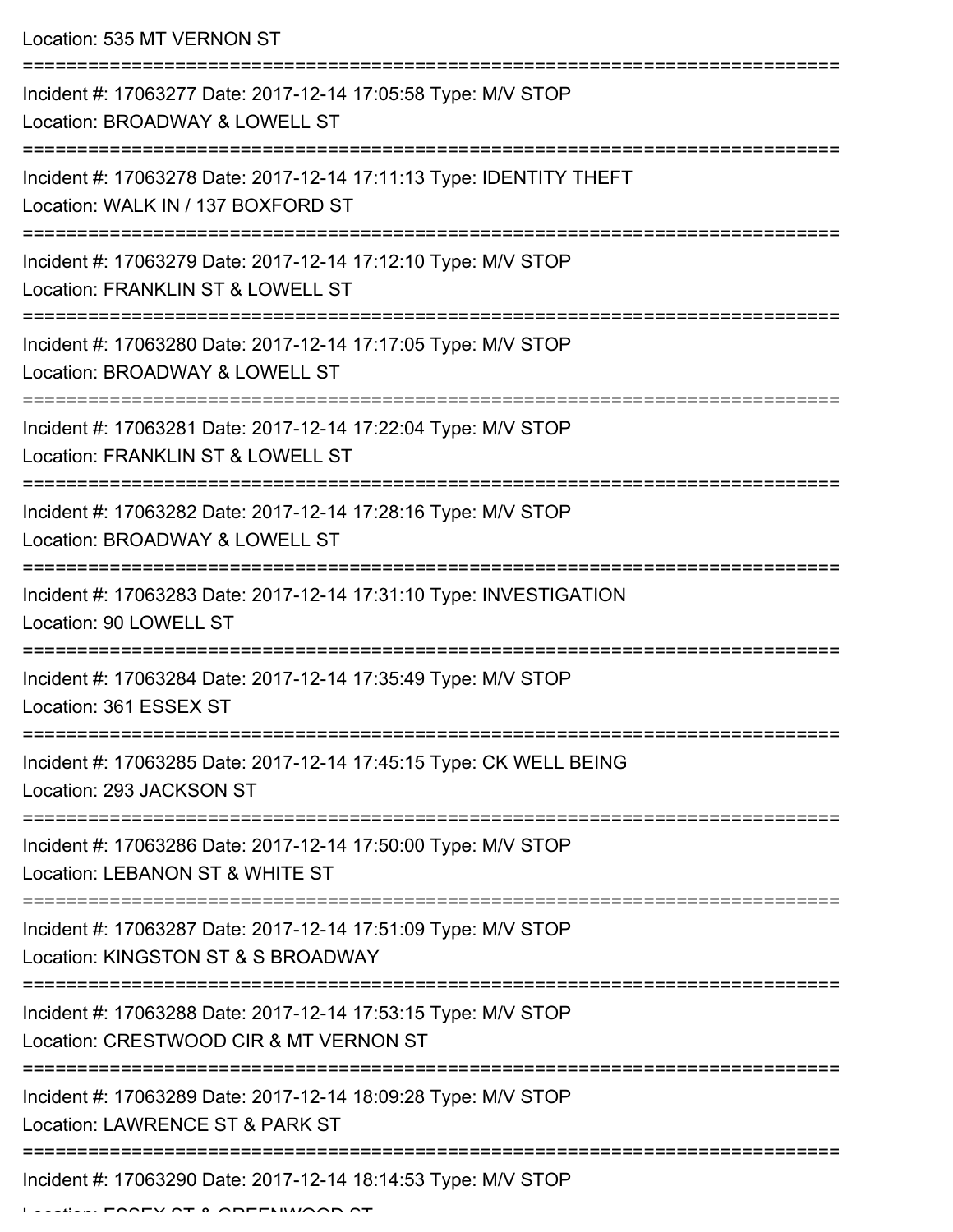Location: 535 MT VERNON ST

===========================================================================

Incident #: 17063277 Date: 2017-12-14 17:05:58 Type: M/V STOP
Location: BROADWAY & LOWELL ST

===========================================================================

Incident #: 17063278 Date: 2017-12-14 17:11:13 Type: IDENTITY THEFT
Location: WALK IN / 137 BOXFORD ST

===========================================================================

Incident #: 17063279 Date: 2017-12-14 17:12:10 Type: M/V STOP
Location: FRANKLIN ST & LOWELL ST

===========================================================================

Incident #: 17063280 Date: 2017-12-14 17:17:05 Type: M/V STOP
Location: BROADWAY & LOWELL ST

===========================================================================

Incident #: 17063281 Date: 2017-12-14 17:22:04 Type: M/V STOP
Location: FRANKLIN ST & LOWELL ST

===========================================================================

Incident #: 17063282 Date: 2017-12-14 17:28:16 Type: M/V STOP
Location: BROADWAY & LOWELL ST

===========================================================================

Incident #: 17063283 Date: 2017-12-14 17:31:10 Type: INVESTIGATION
Location: 90 LOWELL ST

===========================================================================

Incident #: 17063284 Date: 2017-12-14 17:35:49 Type: M/V STOP
Location: 361 ESSEX ST

===========================================================================

Incident #: 17063285 Date: 2017-12-14 17:45:15 Type: CK WELL BEING
Location: 293 JACKSON ST

===========================================================================

Incident #: 17063286 Date: 2017-12-14 17:50:00 Type: M/V STOP
Location: LEBANON ST & WHITE ST

===========================================================================

Incident #: 17063287 Date: 2017-12-14 17:51:09 Type: M/V STOP
Location: KINGSTON ST & S BROADWAY

===========================================================================

Incident #: 17063288 Date: 2017-12-14 17:53:15 Type: M/V STOP
Location: CRESTWOOD CIR & MT VERNON ST

===========================================================================

Incident #: 17063289 Date: 2017-12-14 18:09:28 Type: M/V STOP
Location: LAWRENCE ST & PARK ST

===========================================================================

Incident #: 17063290 Date: 2017-12-14 18:14:53 Type: M/V STOP
Location: ESSEX ST & GREENWOOD ST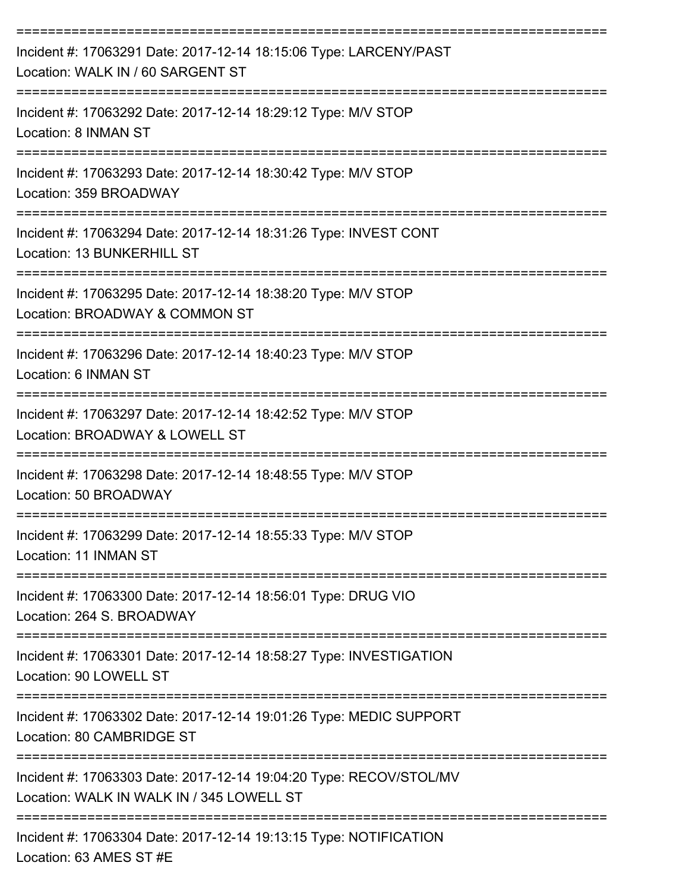===========================================================================

Incident #: 17063291 Date: 2017-12-14 18:15:06 Type: LARCENY/PAST

Location: WALK IN / 60 SARGENT ST

===========================================================================

Incident #: 17063292 Date: 2017-12-14 18:29:12 Type: M/V STOP

Location: 8 INMAN ST

===========================================================================

Incident #: 17063293 Date: 2017-12-14 18:30:42 Type: M/V STOP

Location: 359 BROADWAY

===========================================================================

Incident #: 17063294 Date: 2017-12-14 18:31:26 Type: INVEST CONT

Location: 13 BUNKERHILL ST

===========================================================================

Incident #: 17063295 Date: 2017-12-14 18:38:20 Type: M/V STOP

Location: BROADWAY & COMMON ST

===========================================================================

Incident #: 17063296 Date: 2017-12-14 18:40:23 Type: M/V STOP

Location: 6 INMAN ST

===========================================================================

Incident #: 17063297 Date: 2017-12-14 18:42:52 Type: M/V STOP

Location: BROADWAY & LOWELL ST

===========================================================================

Incident #: 17063298 Date: 2017-12-14 18:48:55 Type: M/V STOP

Location: 50 BROADWAY

===========================================================================

Incident #: 17063299 Date: 2017-12-14 18:55:33 Type: M/V STOP

Location: 11 INMAN ST

===========================================================================

Incident #: 17063300 Date: 2017-12-14 18:56:01 Type: DRUG VIO

Location: 264 S. BROADWAY

===========================================================================

Incident #: 17063301 Date: 2017-12-14 18:58:27 Type: INVESTIGATION

Location: 90 LOWELL ST

===========================================================================

Incident #: 17063302 Date: 2017-12-14 19:01:26 Type: MEDIC SUPPORT

Location: 80 CAMBRIDGE ST

===========================================================================

Incident #: 17063303 Date: 2017-12-14 19:04:20 Type: RECOV/STOL/MV

Location: WALK IN WALK IN / 345 LOWELL ST

===========================================================================

Incident #: 17063304 Date: 2017-12-14 19:13:15 Type: NOTIFICATION

Location: 63 AMES ST #E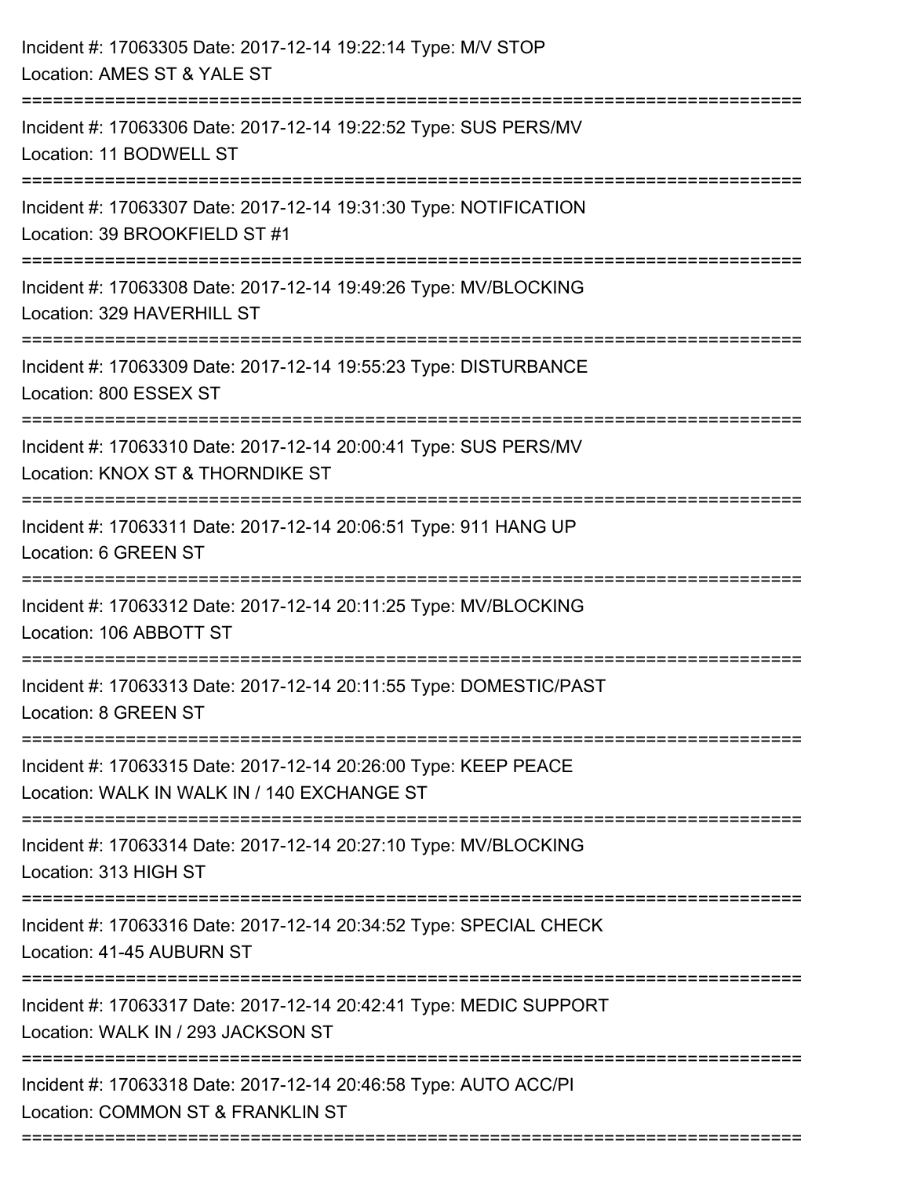Incident #: 17063305 Date: 2017-12-14 19:22:14 Type: M/V STOP
Location: AMES ST & YALE ST

===========================================================================

Incident #: 17063306 Date: 2017-12-14 19:22:52 Type: SUS PERS/MV
Location: 11 BODWELL ST

===========================================================================

Incident #: 17063307 Date: 2017-12-14 19:31:30 Type: NOTIFICATION
Location: 39 BROOKFIELD ST #1

===========================================================================

Incident #: 17063308 Date: 2017-12-14 19:49:26 Type: MV/BLOCKING
Location: 329 HAVERHILL ST

===========================================================================

Incident #: 17063309 Date: 2017-12-14 19:55:23 Type: DISTURBANCE
Location: 800 ESSEX ST

===========================================================================

Incident #: 17063310 Date: 2017-12-14 20:00:41 Type: SUS PERS/MV
Location: KNOX ST & THORNDIKE ST

===========================================================================

Incident #: 17063311 Date: 2017-12-14 20:06:51 Type: 911 HANG UP
Location: 6 GREEN ST

===========================================================================

Incident #: 17063312 Date: 2017-12-14 20:11:25 Type: MV/BLOCKING
Location: 106 ABBOTT ST

===========================================================================

Incident #: 17063313 Date: 2017-12-14 20:11:55 Type: DOMESTIC/PAST
Location: 8 GREEN ST

===========================================================================

Incident #: 17063315 Date: 2017-12-14 20:26:00 Type: KEEP PEACE
Location: WALK IN WALK IN / 140 EXCHANGE ST

===========================================================================

Incident #: 17063314 Date: 2017-12-14 20:27:10 Type: MV/BLOCKING
Location: 313 HIGH ST

===========================================================================

Incident #: 17063316 Date: 2017-12-14 20:34:52 Type: SPECIAL CHECK
Location: 41-45 AUBURN ST

===========================================================================

Incident #: 17063317 Date: 2017-12-14 20:42:41 Type: MEDIC SUPPORT
Location: WALK IN / 293 JACKSON ST

===========================================================================

Incident #: 17063318 Date: 2017-12-14 20:46:58 Type: AUTO ACC/PI
Location: COMMON ST & FRANKLIN ST

===========================================================================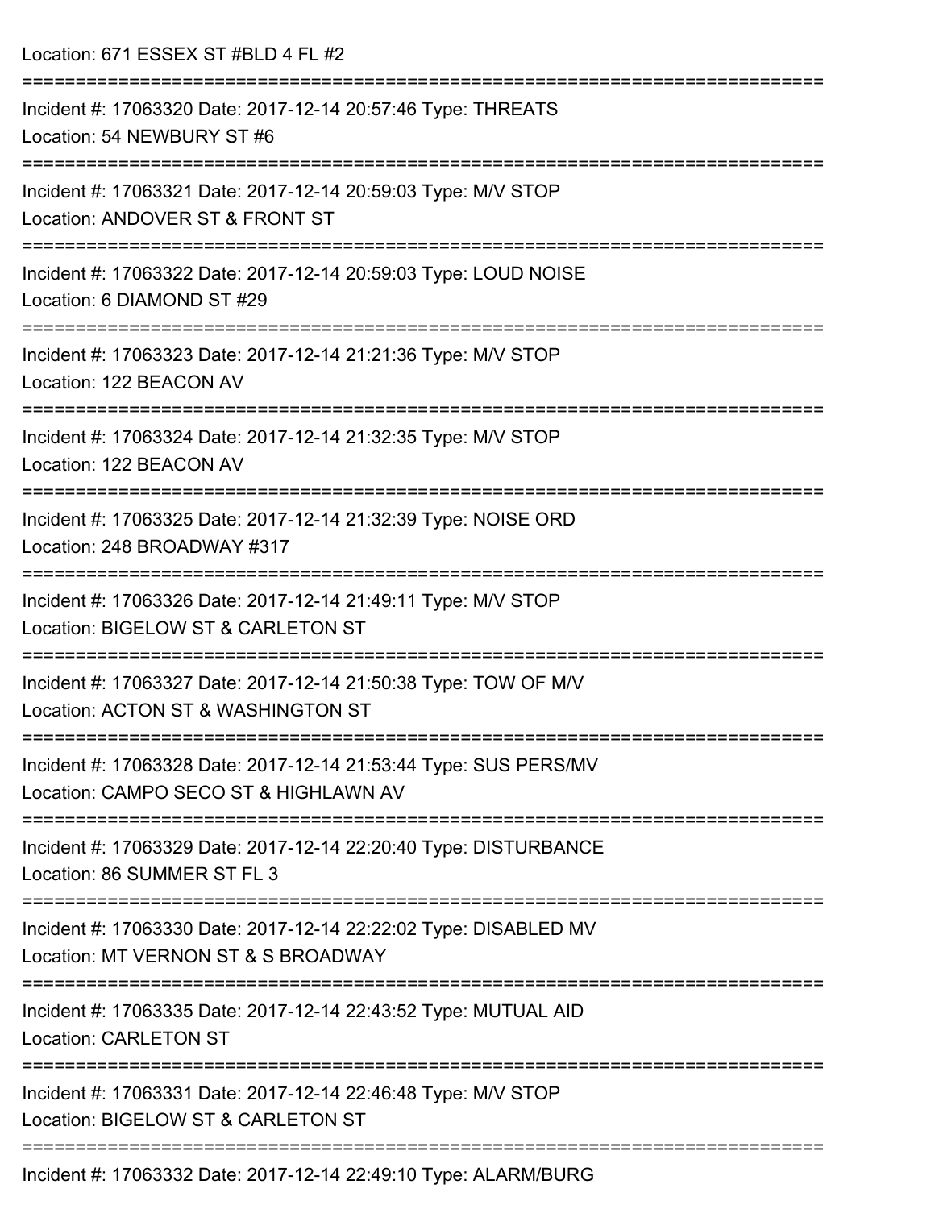Location: 671 ESSEX ST #BLD 4 FL #2

===========================================================================

Incident #: 17063320 Date: 2017-12-14 20:57:46 Type: THREATS

Location: 54 NEWBURY ST #6

===========================================================================

Incident #: 17063321 Date: 2017-12-14 20:59:03 Type: M/V STOP

Location: ANDOVER ST & FRONT ST

===========================================================================

Incident #: 17063322 Date: 2017-12-14 20:59:03 Type: LOUD NOISE

Location: 6 DIAMOND ST #29

===========================================================================

Incident #: 17063323 Date: 2017-12-14 21:21:36 Type: M/V STOP

Location: 122 BEACON AV

===========================================================================

Incident #: 17063324 Date: 2017-12-14 21:32:35 Type: M/V STOP

Location: 122 BEACON AV

===========================================================================

Incident #: 17063325 Date: 2017-12-14 21:32:39 Type: NOISE ORD

Location: 248 BROADWAY #317

===========================================================================

Incident #: 17063326 Date: 2017-12-14 21:49:11 Type: M/V STOP

Location: BIGELOW ST & CARLETON ST

===========================================================================

Incident #: 17063327 Date: 2017-12-14 21:50:38 Type: TOW OF M/V

Location: ACTON ST & WASHINGTON ST

===========================================================================

Incident #: 17063328 Date: 2017-12-14 21:53:44 Type: SUS PERS/MV

Location: CAMPO SECO ST & HIGHLAWN AV

===========================================================================

Incident #: 17063329 Date: 2017-12-14 22:20:40 Type: DISTURBANCE

Location: 86 SUMMER ST FL 3

===========================================================================

Incident #: 17063330 Date: 2017-12-14 22:22:02 Type: DISABLED MV

Location: MT VERNON ST & S BROADWAY

===========================================================================

Incident #: 17063335 Date: 2017-12-14 22:43:52 Type: MUTUAL AID

Location: CARLETON ST

===========================================================================

Incident #: 17063331 Date: 2017-12-14 22:46:48 Type: M/V STOP

Location: BIGELOW ST & CARLETON ST

===========================================================================

Incident #: 17063332 Date: 2017-12-14 22:49:10 Type: ALARM/BURG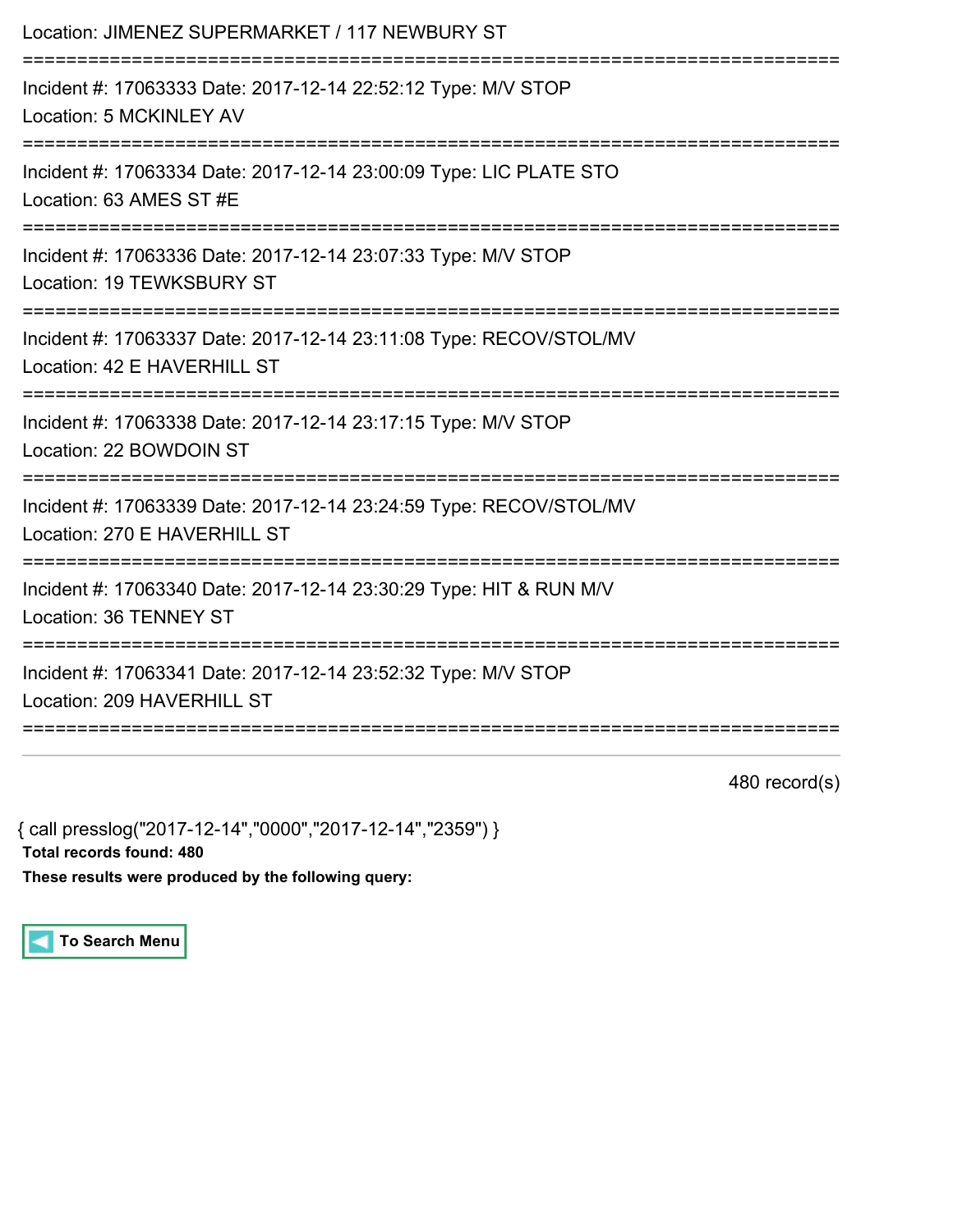Location: JIMENEZ SUPERMARKET / 117 NEWBURY ST

===========================================================================

Incident #: 17063333 Date: 2017-12-14 22:52:12 Type: M/V STOP

Location: 5 MCKINLEY AV

===========================================================================

Incident #: 17063334 Date: 2017-12-14 23:00:09 Type: LIC PLATE STO

Location: 63 AMES ST #E

===========================================================================

Incident #: 17063336 Date: 2017-12-14 23:07:33 Type: M/V STOP

Location: 19 TEWKSBURY ST

===========================================================================

Incident #: 17063337 Date: 2017-12-14 23:11:08 Type: RECOV/STOL/MV

Location: 42 E HAVERHILL ST

===========================================================================

Incident #: 17063338 Date: 2017-12-14 23:17:15 Type: M/V STOP

Location: 22 BOWDOIN ST

===========================================================================

Incident #: 17063339 Date: 2017-12-14 23:24:59 Type: RECOV/STOL/MV

Location: 270 E HAVERHILL ST

===========================================================================

Incident #: 17063340 Date: 2017-12-14 23:30:29 Type: HIT & RUN M/V

Location: 36 TENNEY ST

===========================================================================

Incident #: 17063341 Date: 2017-12-14 23:52:32 Type: M/V STOP

Location: 209 HAVERHILL ST

===========================================================================

480 record(s)

{ call presslog("2017-12-14","0000","2017-12-14","2359") }

**Total records found: 480**

**These results were produced by the following query:**

To Search Menu